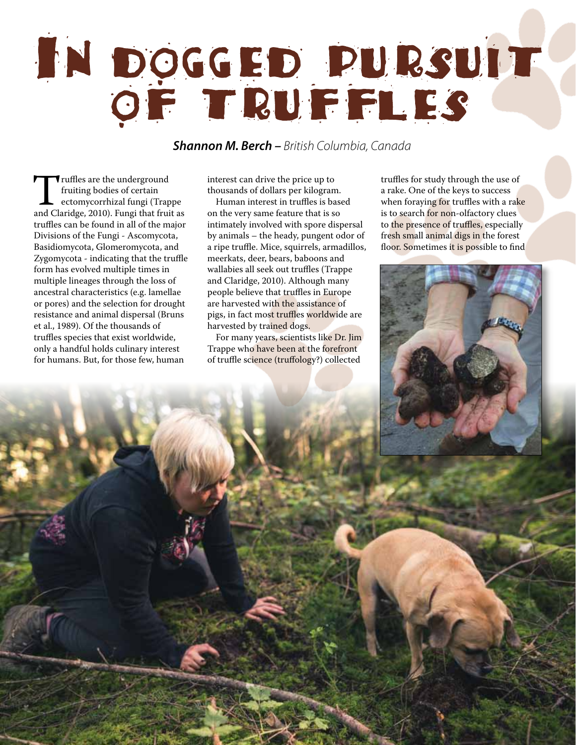# In Dogged Pursuit of Truffles

***Shannon M. Berch** – British Columbia, Canada*

Truffles are the underground fruiting bodies of certain ectomycorrhizal fungi (Trappe and Claridge, 2010). Fungi that fruit as truffles can be found in all of the major Divisions of the Fungi - Ascomycota, Basidiomycota, Glomeromycota, and Zygomycota - indicating that the truffle form has evolved multiple times in multiple lineages through the loss of ancestral characteristics (e.g. lamellae or pores) and the selection for drought resistance and animal dispersal (Bruns et al., 1989). Of the thousands of truffles species that exist worldwide, only a handful holds culinary interest for humans. But, for those few, human interest can drive the price up to thousands of dollars per kilogram.

Human interest in truffles is based on the very same feature that is so intimately involved with spore dispersal by animals – the heady, pungent odor of a ripe truffle. Mice, squirrels, armadillos, meerkats, deer, bears, baboons and wallabies all seek out truffles (Trappe and Claridge, 2010). Although many people believe that truffles in Europe are harvested with the assistance of pigs, in fact most truffles worldwide are harvested by trained dogs.

For many years, scientists like Dr. Jim Trappe who have been at the forefront of truffle science (truffology?) collected truffles for study through the use of a rake. One of the keys to success when foraying for truffles with a rake is to search for non-olfactory clues to the presence of truffles, especially fresh small animal digs in the forest floor. Sometimes it is possible to find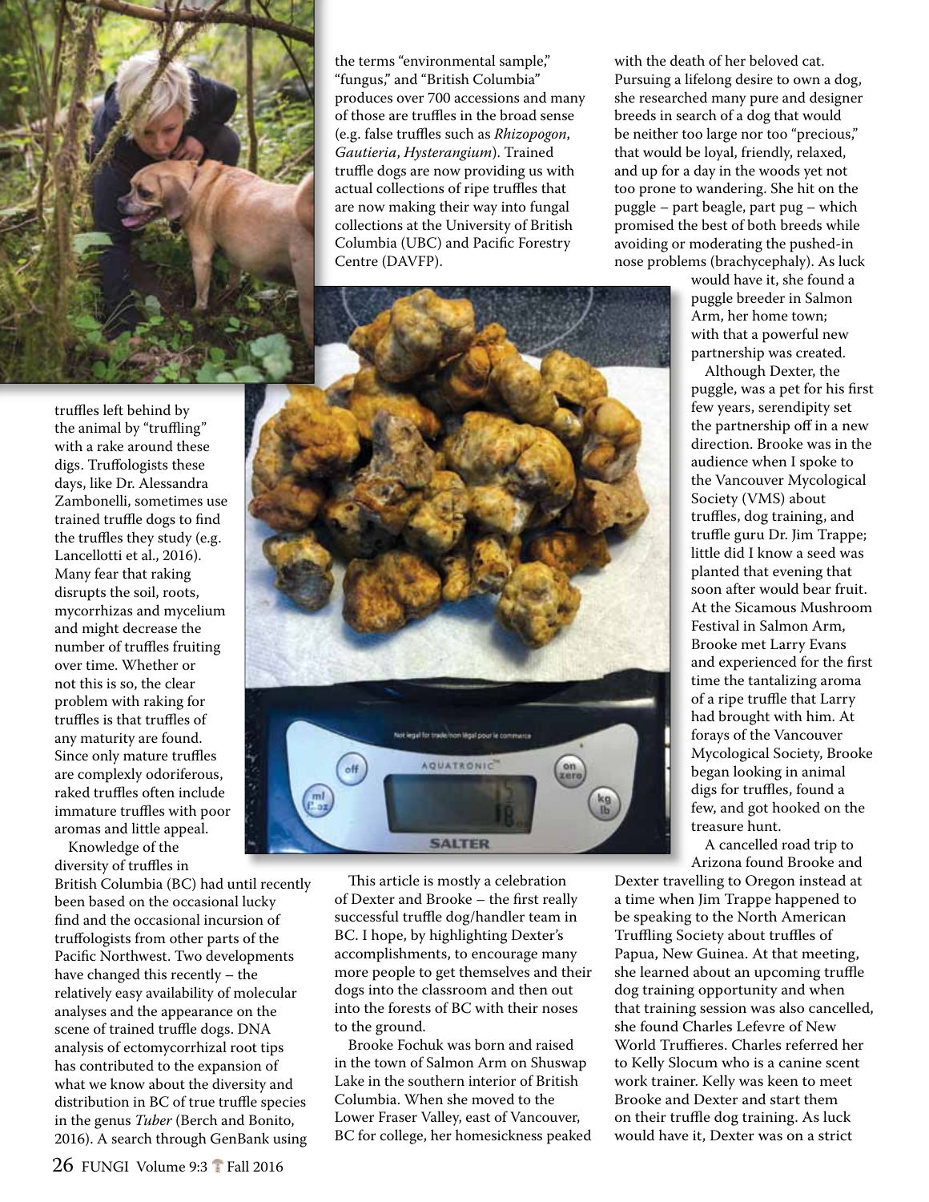truffles left behind by the animal by "truffling" with a rake around these digs. Truffologists these days, like Dr. Alessandra Zambonelli, sometimes use trained truffle dogs to find the truffles they study (e.g. Lancellotti et al., 2016). Many fear that raking disrupts the soil, roots, mycorrhizas and mycelium and might decrease the number of truffles fruiting over time. Whether or not this is so, the clear problem with raking for truffles is that truffles of any maturity are found. Since only mature truffles are complexly odoriferous, raked truffles often include immature truffles with poor aromas and little appeal.

Knowledge of the diversity of truffles in British Columbia (BC) had until recently been based on the occasional lucky find and the occasional incursion of truffologists from other parts of the Pacific Northwest. Two developments have changed this recently – the relatively easy availability of molecular analyses and the appearance on the scene of trained truffle dogs. DNA analysis of ectomycorrhizal root tips has contributed to the expansion of what we know about the diversity and distribution in BC of true truffle species in the genus *Tuber* (Berch and Bonito, 2016). A search through GenBank using the terms "environmental sample," "fungus," and "British Columbia" produces over 700 accessions and many of those are truffles in the broad sense (e.g. false truffles such as *Rhizopogon*, *Gautieria*, *Hysterangium*). Trained truffle dogs are now providing us with actual collections of ripe truffles that are now making their way into fungal collections at the University of British Columbia (UBC) and Pacific Forestry Centre (DAVFP).

This article is mostly a celebration of Dexter and Brooke – the first really successful truffle dog/handler team in BC. I hope, by highlighting Dexter's accomplishments, to encourage many more people to get themselves and their dogs into the classroom and then out into the forests of BC with their noses to the ground.

Brooke Fochuk was born and raised in the town of Salmon Arm on Shuswap Lake in the southern interior of British Columbia. When she moved to the Lower Fraser Valley, east of Vancouver, BC for college, her homesickness peaked with the death of her beloved cat. Pursuing a lifelong desire to own a dog, she researched many pure and designer breeds in search of a dog that would be neither too large nor too "precious," that would be loyal, friendly, relaxed, and up for a day in the woods yet not too prone to wandering. She hit on the puggle – part beagle, part pug – which promised the best of both breeds while avoiding or moderating the pushed-in nose problems (brachycephaly). As luck would have it, she found a puggle breeder in Salmon Arm, her home town; with that a powerful new partnership was created.

Although Dexter, the puggle, was a pet for his first few years, serendipity set the partnership off in a new direction. Brooke was in the audience when I spoke to the Vancouver Mycological Society (VMS) about truffles, dog training, and truffle guru Dr. Jim Trappe; little did I know a seed was planted that evening that soon after would bear fruit. At the Sicamous Mushroom Festival in Salmon Arm, Brooke met Larry Evans and experienced for the first time the tantalizing aroma of a ripe truffle that Larry had brought with him. At forays of the Vancouver Mycological Society, Brooke began looking in animal digs for truffles, found a few, and got hooked on the treasure hunt.

A cancelled road trip to Arizona found Brooke and Dexter travelling to Oregon instead at a time when Jim Trappe happened to be speaking to the North American Truffling Society about truffles of Papua, New Guinea. At that meeting, she learned about an upcoming truffle dog training opportunity and when that training session was also cancelled, she found Charles Lefevre of New World Truffieres. Charles referred her to Kelly Slocum who is a canine scent work trainer. Kelly was keen to meet Brooke and Dexter and start them on their truffle dog training. As luck would have it, Dexter was on a strict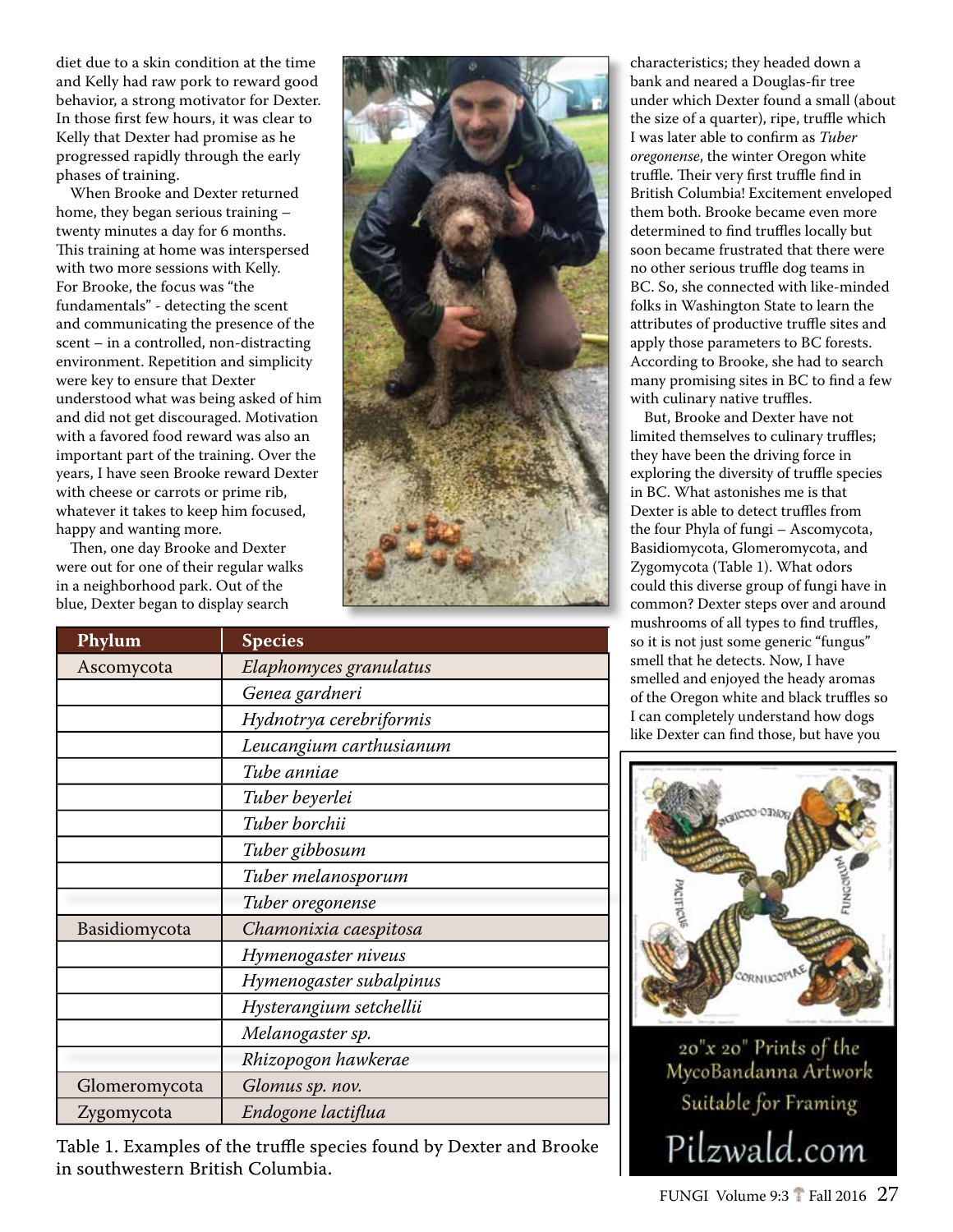diet due to a skin condition at the time and Kelly had raw pork to reward good behavior, a strong motivator for Dexter. In those first few hours, it was clear to Kelly that Dexter had promise as he progressed rapidly through the early phases of training.

When Brooke and Dexter returned home, they began serious training – twenty minutes a day for 6 months. This training at home was interspersed with two more sessions with Kelly. For Brooke, the focus was "the fundamentals" - detecting the scent and communicating the presence of the scent – in a controlled, non-distracting environment. Repetition and simplicity were key to ensure that Dexter understood what was being asked of him and did not get discouraged. Motivation with a favored food reward was also an important part of the training. Over the years, I have seen Brooke reward Dexter with cheese or carrots or prime rib, whatever it takes to keep him focused, happy and wanting more.

Then, one day Brooke and Dexter were out for one of their regular walks in a neighborhood park. Out of the blue, Dexter began to display search characteristics; they headed down a bank and neared a Douglas-fir tree under which Dexter found a small (about the size of a quarter), ripe, truffle which I was later able to confirm as *Tuber oregonense*, the winter Oregon white truffle. Their very first truffle find in British Columbia! Excitement enveloped them both. Brooke became even more determined to find truffles locally but soon became frustrated that there were no other serious truffle dog teams in BC. So, she connected with like-minded folks in Washington State to learn the attributes of productive truffle sites and apply those parameters to BC forests. According to Brooke, she had to search many promising sites in BC to find a few with culinary native truffles.

But, Brooke and Dexter have not limited themselves to culinary truffles; they have been the driving force in exploring the diversity of truffle species in BC. What astonishes me is that Dexter is able to detect truffles from the four Phyla of fungi – Ascomycota, Basidiomycota, Glomeromycota, and Zygomycota (Table 1). What odors could this diverse group of fungi have in common? Dexter steps over and around mushrooms of all types to find truffles, so it is not just some generic "fungus" smell that he detects. Now, I have smelled and enjoyed the heady aromas of the Oregon white and black truffles so I can completely understand how dogs like Dexter can find those, but have you

| Phylum | Species |
|---|---|
| Ascomycota | *Elaphomyces granulatus* |
| | *Genea gardneri* |
| | *Hydnotrya cerebriformis* |
| | *Leucangium carthusianum* |
| | *Tube anniae* |
| | *Tuber beyerlei* |
| | *Tuber borchii* |
| | *Tuber gibbosum* |
| | *Tuber melanosporum* |
| | *Tuber oregonense* |
| Basidiomycota | *Chamonixia caespitosa* |
| | *Hymenogaster niveus* |
| | *Hymenogaster subalpinus* |
| | *Hysterangium setchellii* |
| | *Melanogaster sp.* |
| | *Rhizopogon hawkerae* |
| Glomeromycota | *Glomus sp. nov.* |
| Zygomycota | *Endogone lactiflua* |

Table 1. Examples of the truffle species found by Dexter and Brooke in southwestern British Columbia.

20"x 20" Prints of the MycoBandanna Artwork Suitable for Framing

Pilzwald.com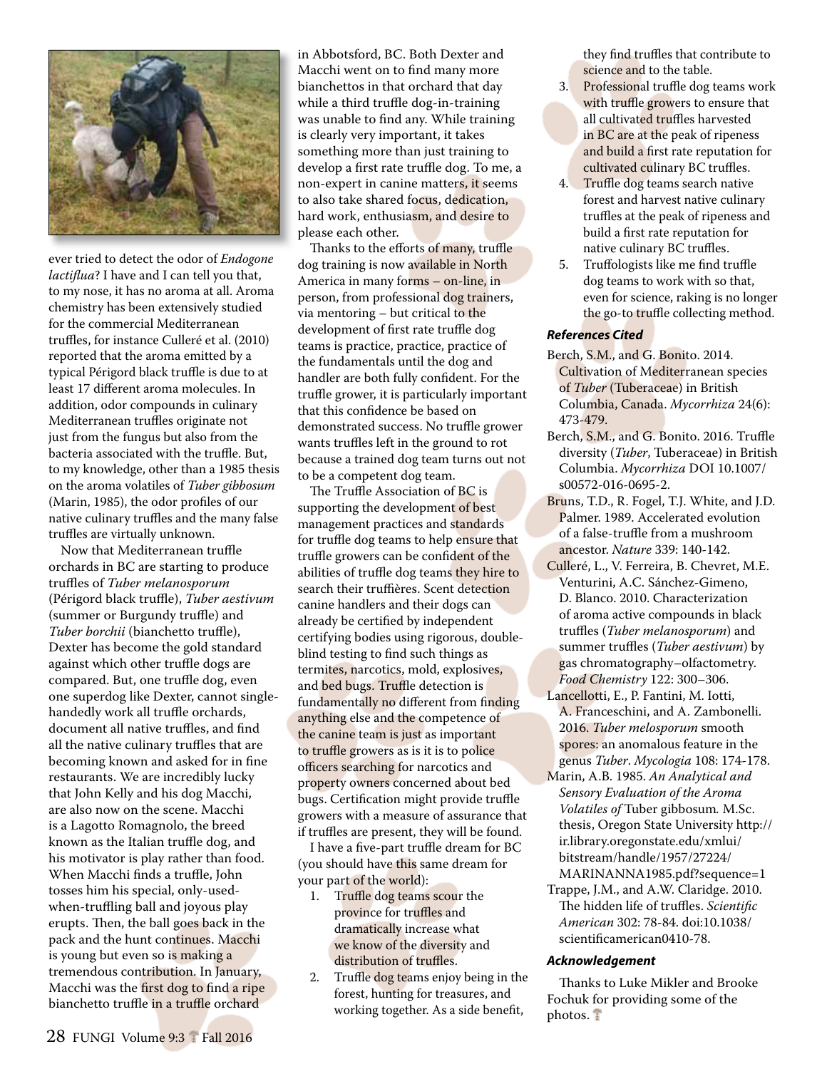ever tried to detect the odor of *Endogone lactiflua*? I have and I can tell you that, to my nose, it has no aroma at all. Aroma chemistry has been extensively studied for the commercial Mediterranean truffles, for instance Culleré et al. (2010) reported that the aroma emitted by a typical Périgord black truffle is due to at least 17 different aroma molecules. In addition, odor compounds in culinary Mediterranean truffles originate not just from the fungus but also from the bacteria associated with the truffle. But, to my knowledge, other than a 1985 thesis on the aroma volatiles of *Tuber gibbosum* (Marin, 1985), the odor profiles of our native culinary truffles and the many false truffles are virtually unknown.

Now that Mediterranean truffle orchards in BC are starting to produce truffles of *Tuber melanosporum* (Périgord black truffle), *Tuber aestivum* (summer or Burgundy truffle) and *Tuber borchii* (bianchetto truffle), Dexter has become the gold standard against which other truffle dogs are compared. But, one truffle dog, even one superdog like Dexter, cannot single-handedly work all truffle orchards, document all native truffles, and find all the native culinary truffles that are becoming known and asked for in fine restaurants. We are incredibly lucky that John Kelly and his dog Macchi, are also now on the scene. Macchi is a Lagotto Romagnolo, the breed known as the Italian truffle dog, and his motivator is play rather than food. When Macchi finds a truffle, John tosses him his special, only-used-when-truffling ball and joyous play erupts. Then, the ball goes back in the pack and the hunt continues. Macchi is young but even so is making a tremendous contribution. In January, Macchi was the first dog to find a ripe bianchetto truffle in a truffle orchard in Abbotsford, BC. Both Dexter and Macchi went on to find many more bianchettos in that orchard that day while a third truffle dog-in-training was unable to find any. While training is clearly very important, it takes something more than just training to develop a first rate truffle dog. To me, a non-expert in canine matters, it seems to also take shared focus, dedication, hard work, enthusiasm, and desire to please each other.

Thanks to the efforts of many, truffle dog training is now available in North America in many forms – on-line, in person, from professional dog trainers, via mentoring – but critical to the development of first rate truffle dog teams is practice, practice, practice of the fundamentals until the dog and handler are both fully confident. For the truffle grower, it is particularly important that this confidence be based on demonstrated success. No truffle grower wants truffles left in the ground to rot because a trained dog team turns out not to be a competent dog team.

The Truffle Association of BC is supporting the development of best management practices and standards for truffle dog teams to help ensure that truffle growers can be confident of the abilities of truffle dog teams they hire to search their truffières. Scent detection canine handlers and their dogs can already be certified by independent certifying bodies using rigorous, double-blind testing to find such things as termites, narcotics, mold, explosives, and bed bugs. Truffle detection is fundamentally no different from finding anything else and the competence of the canine team is just as important to truffle growers as is it is to police officers searching for narcotics and property owners concerned about bed bugs. Certification might provide truffle growers with a measure of assurance that if truffles are present, they will be found.

I have a five-part truffle dream for BC (you should have this same dream for your part of the world):

1. Truffle dog teams scour the province for truffles and dramatically increase what we know of the diversity and distribution of truffles.
2. Truffle dog teams enjoy being in the forest, hunting for treasures, and working together. As a side benefit, they find truffles that contribute to science and to the table.
3. Professional truffle dog teams work with truffle growers to ensure that all cultivated truffles harvested in BC are at the peak of ripeness and build a first rate reputation for cultivated culinary BC truffles.
4. Truffle dog teams search native forest and harvest native culinary truffles at the peak of ripeness and build a first rate reputation for native culinary BC truffles.
5. Truffologists like me find truffle dog teams to work with so that, even for science, raking is no longer the go-to truffle collecting method.

### *References Cited*

Berch, S.M., and G. Bonito. 2014. Cultivation of Mediterranean species of *Tuber* (Tuberaceae) in British Columbia, Canada. *Mycorrhiza* 24(6): 473-479.

Berch, S.M., and G. Bonito. 2016. Truffle diversity (*Tuber*, Tuberaceae) in British Columbia. *Mycorrhiza* DOI 10.1007/s00572-016-0695-2.

Bruns, T.D., R. Fogel, T.J. White, and J.D. Palmer. 1989. Accelerated evolution of a false-truffle from a mushroom ancestor. *Nature* 339: 140-142.

Culleré, L., V. Ferreira, B. Chevret, M.E. Venturini, A.C. Sánchez-Gimeno, D. Blanco. 2010. Characterization of aroma active compounds in black truffles (*Tuber melanosporum*) and summer truffles (*Tuber aestivum*) by gas chromatography–olfactometry. *Food Chemistry* 122: 300–306.

Lancellotti, E., P. Fantini, M. Iotti, A. Franceschini, and A. Zambonelli. 2016. *Tuber melosporum* smooth spores: an anomalous feature in the genus *Tuber*. *Mycologia* 108: 174-178.

Marin, A.B. 1985. *An Analytical and Sensory Evaluation of the Aroma Volatiles of* Tuber gibbosum*.* M.Sc. thesis, Oregon State University http://ir.library.oregonstate.edu/xmlui/bitstream/handle/1957/27224/MARINANNA1985.pdf?sequence=1

Trappe, J.M., and A.W. Claridge. 2010. The hidden life of truffles. *Scientific American* 302: 78-84. doi:10.1038/scientificamerican0410-78.

### *Acknowledgement*

Thanks to Luke Mikler and Brooke Fochuk for providing some of the photos.